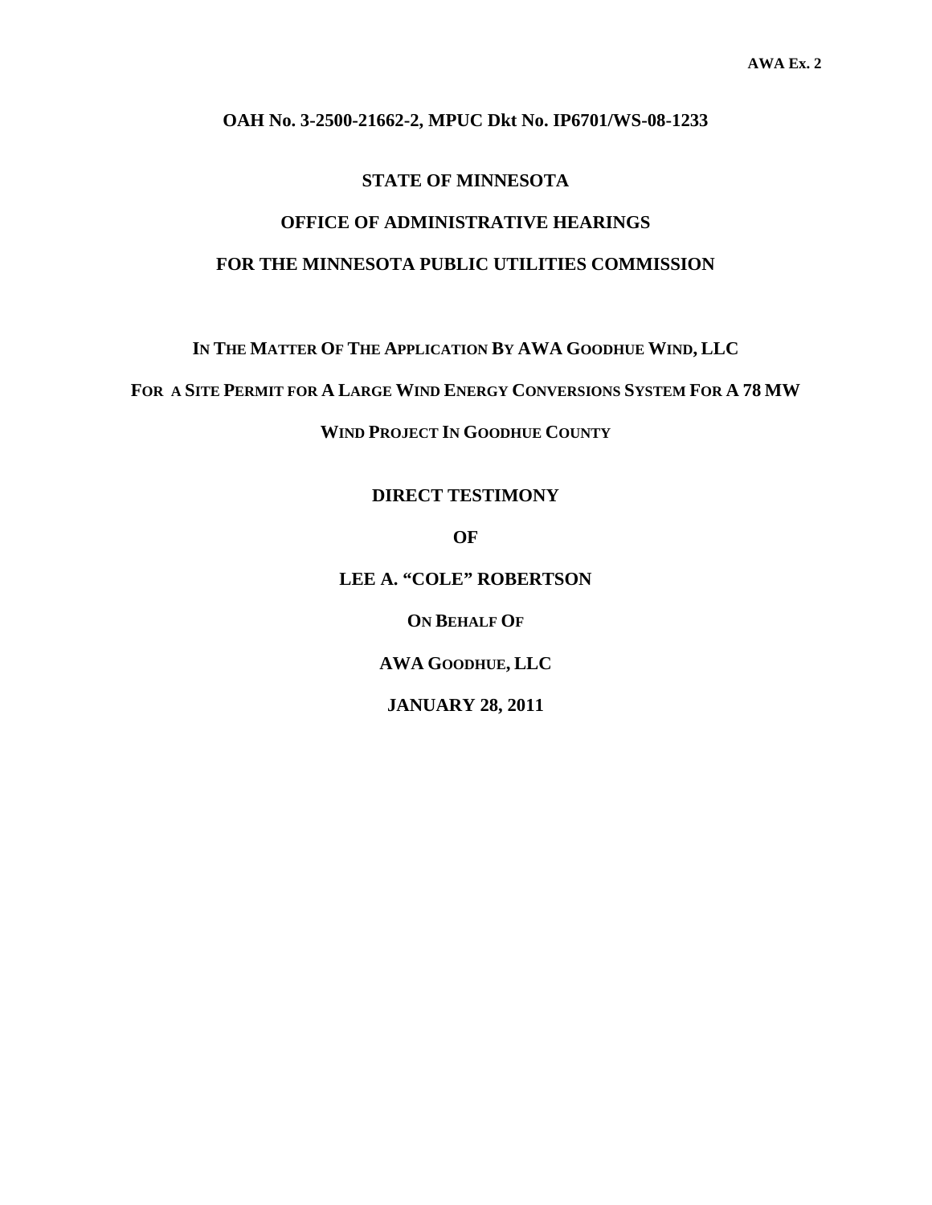AWA Ex. 2

**OAH No. 3-2500-21662-2, MPUC Dkt No. IP6701/WS-08-1233**

**STATE OF MINNESOTA**

**OFFICE OF ADMINISTRATIVE HEARINGS**

**FOR THE MINNESOTA PUBLIC UTILITIES COMMISSION**

**IN THE MATTER OF THE APPLICATION BY AWA GOODHUE WIND, LLC**

**FOR A SITE PERMIT FOR A LARGE WIND ENERGY CONVERSIONS SYSTEM FOR A 78 MW**

**WIND PROJECT IN GOODHUE COUNTY**

**DIRECT TESTIMONY**

**OF**

**LEE A. "COLE" ROBERTSON**

**ON BEHALF OF**

**AWA GOODHUE, LLC**

**JANUARY 28, 2011**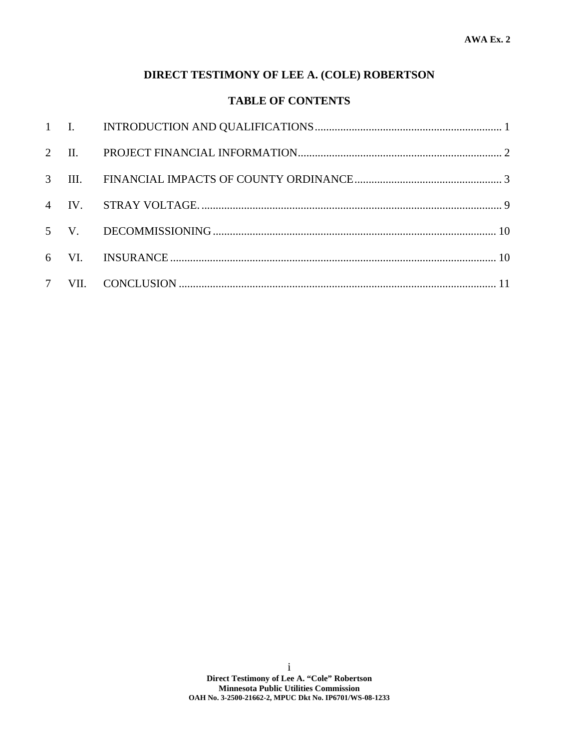**AWA Ex. 2**

# DIRECT TESTIMONY OF LEE A. (COLE) ROBERTSON

## TABLE OF CONTENTS

| | | | |
|---|---|---|---|
| 1 | I. | INTRODUCTION AND QUALIFICATIONS | 1 |
| 2 | II. | PROJECT FINANCIAL INFORMATION | 2 |
| 3 | III. | FINANCIAL IMPACTS OF COUNTY ORDINANCE | 3 |
| 4 | IV. | STRAY VOLTAGE. | 9 |
| 5 | V. | DECOMMISSIONING | 10 |
| 6 | VI. | INSURANCE | 10 |
| 7 | VII. | CONCLUSION | 11 |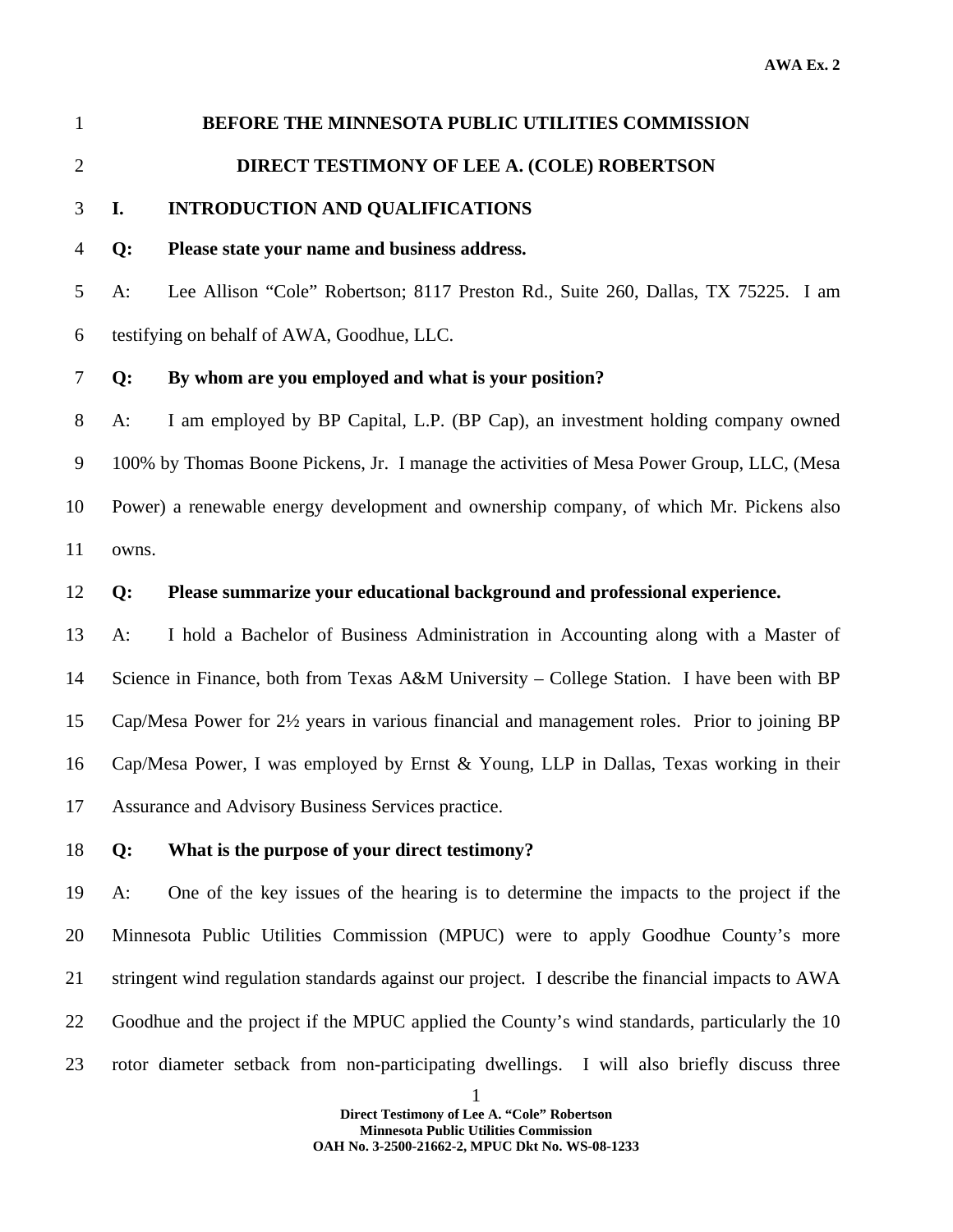**BEFORE THE MINNESOTA PUBLIC UTILITIES COMMISSION**

**DIRECT TESTIMONY OF LEE A. (COLE) ROBERTSON**

## I. INTRODUCTION AND QUALIFICATIONS

**Q: Please state your name and business address.**

A: Lee Allison "Cole" Robertson; 8117 Preston Rd., Suite 260, Dallas, TX 75225. I am testifying on behalf of AWA, Goodhue, LLC.

**Q: By whom are you employed and what is your position?**

A: I am employed by BP Capital, L.P. (BP Cap), an investment holding company owned 100% by Thomas Boone Pickens, Jr. I manage the activities of Mesa Power Group, LLC, (Mesa Power) a renewable energy development and ownership company, of which Mr. Pickens also owns.

**Q: Please summarize your educational background and professional experience.**

A: I hold a Bachelor of Business Administration in Accounting along with a Master of Science in Finance, both from Texas A&M University – College Station. I have been with BP Cap/Mesa Power for 2½ years in various financial and management roles. Prior to joining BP Cap/Mesa Power, I was employed by Ernst & Young, LLP in Dallas, Texas working in their Assurance and Advisory Business Services practice.

**Q: What is the purpose of your direct testimony?**

A: One of the key issues of the hearing is to determine the impacts to the project if the Minnesota Public Utilities Commission (MPUC) were to apply Goodhue County's more stringent wind regulation standards against our project. I describe the financial impacts to AWA Goodhue and the project if the MPUC applied the County's wind standards, particularly the 10 rotor diameter setback from non-participating dwellings. I will also briefly discuss three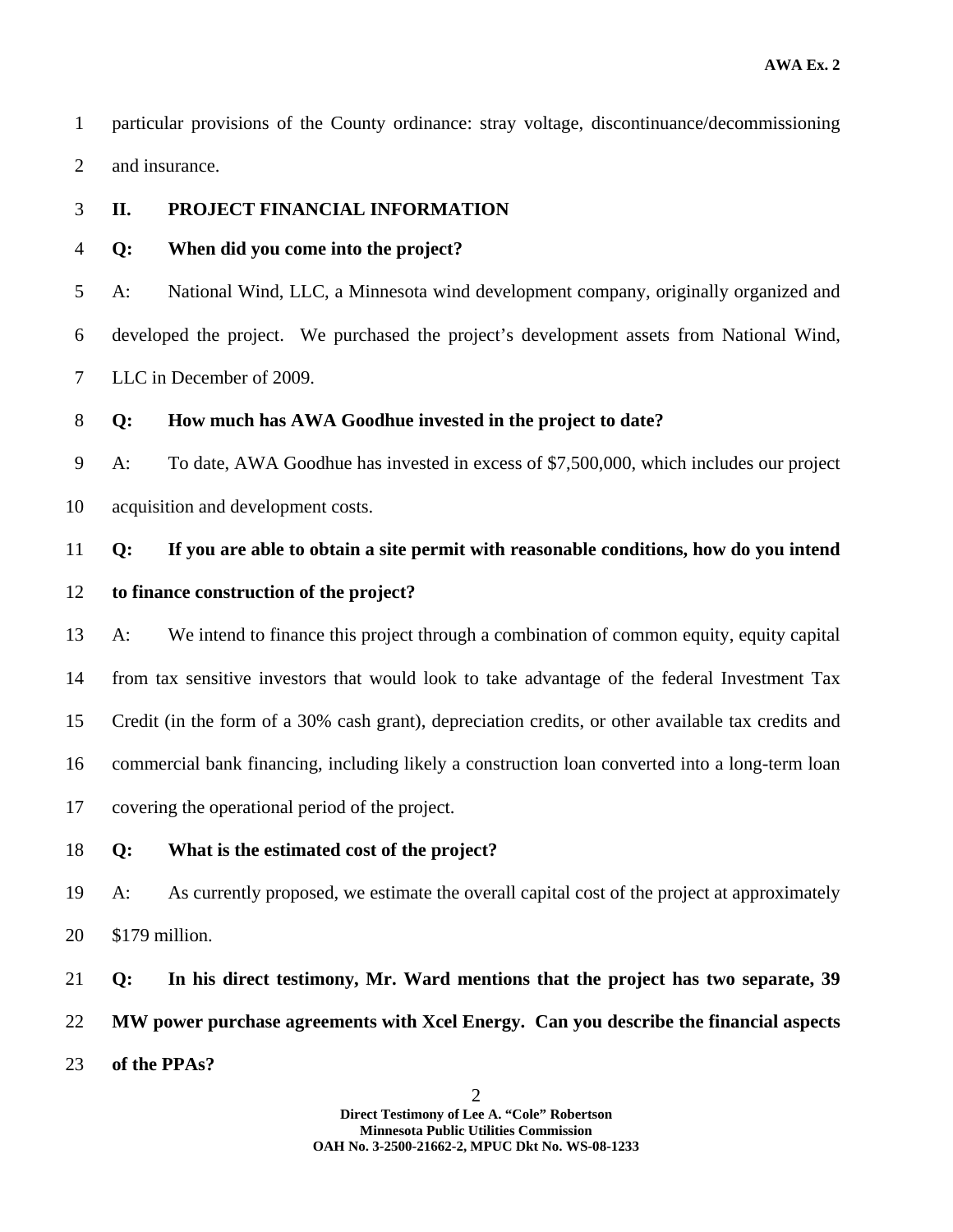particular provisions of the County ordinance: stray voltage, discontinuance/decommissioning and insurance.

## II. PROJECT FINANCIAL INFORMATION

**Q: When did you come into the project?**

A: National Wind, LLC, a Minnesota wind development company, originally organized and developed the project. We purchased the project's development assets from National Wind, LLC in December of 2009.

**Q: How much has AWA Goodhue invested in the project to date?**

A: To date, AWA Goodhue has invested in excess of $7,500,000, which includes our project acquisition and development costs.

**Q: If you are able to obtain a site permit with reasonable conditions, how do you intend to finance construction of the project?**

A: We intend to finance this project through a combination of common equity, equity capital from tax sensitive investors that would look to take advantage of the federal Investment Tax Credit (in the form of a 30% cash grant), depreciation credits, or other available tax credits and commercial bank financing, including likely a construction loan converted into a long-term loan covering the operational period of the project.

**Q: What is the estimated cost of the project?**

A: As currently proposed, we estimate the overall capital cost of the project at approximately $179 million.

**Q: In his direct testimony, Mr. Ward mentions that the project has two separate, 39 MW power purchase agreements with Xcel Energy. Can you describe the financial aspects of the PPAs?**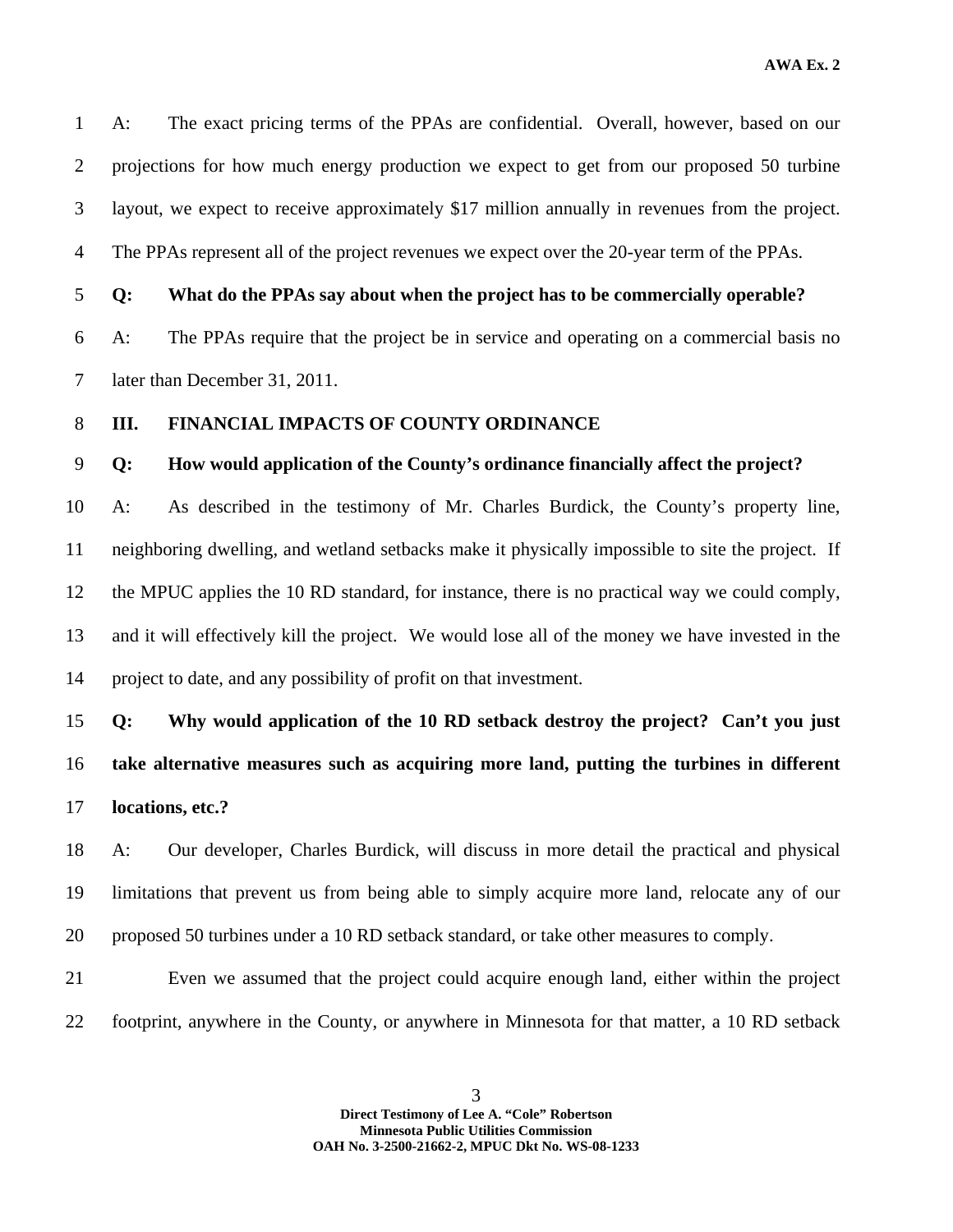A: The exact pricing terms of the PPAs are confidential. Overall, however, based on our projections for how much energy production we expect to get from our proposed 50 turbine layout, we expect to receive approximately $17 million annually in revenues from the project. The PPAs represent all of the project revenues we expect over the 20-year term of the PPAs.

**Q: What do the PPAs say about when the project has to be commercially operable?**

A: The PPAs require that the project be in service and operating on a commercial basis no later than December 31, 2011.

## III. FINANCIAL IMPACTS OF COUNTY ORDINANCE

**Q: How would application of the County's ordinance financially affect the project?**

A: As described in the testimony of Mr. Charles Burdick, the County's property line, neighboring dwelling, and wetland setbacks make it physically impossible to site the project. If the MPUC applies the 10 RD standard, for instance, there is no practical way we could comply, and it will effectively kill the project. We would lose all of the money we have invested in the project to date, and any possibility of profit on that investment.

**Q: Why would application of the 10 RD setback destroy the project? Can't you just take alternative measures such as acquiring more land, putting the turbines in different locations, etc.?**

A: Our developer, Charles Burdick, will discuss in more detail the practical and physical limitations that prevent us from being able to simply acquire more land, relocate any of our proposed 50 turbines under a 10 RD setback standard, or take other measures to comply.

Even we assumed that the project could acquire enough land, either within the project footprint, anywhere in the County, or anywhere in Minnesota for that matter, a 10 RD setback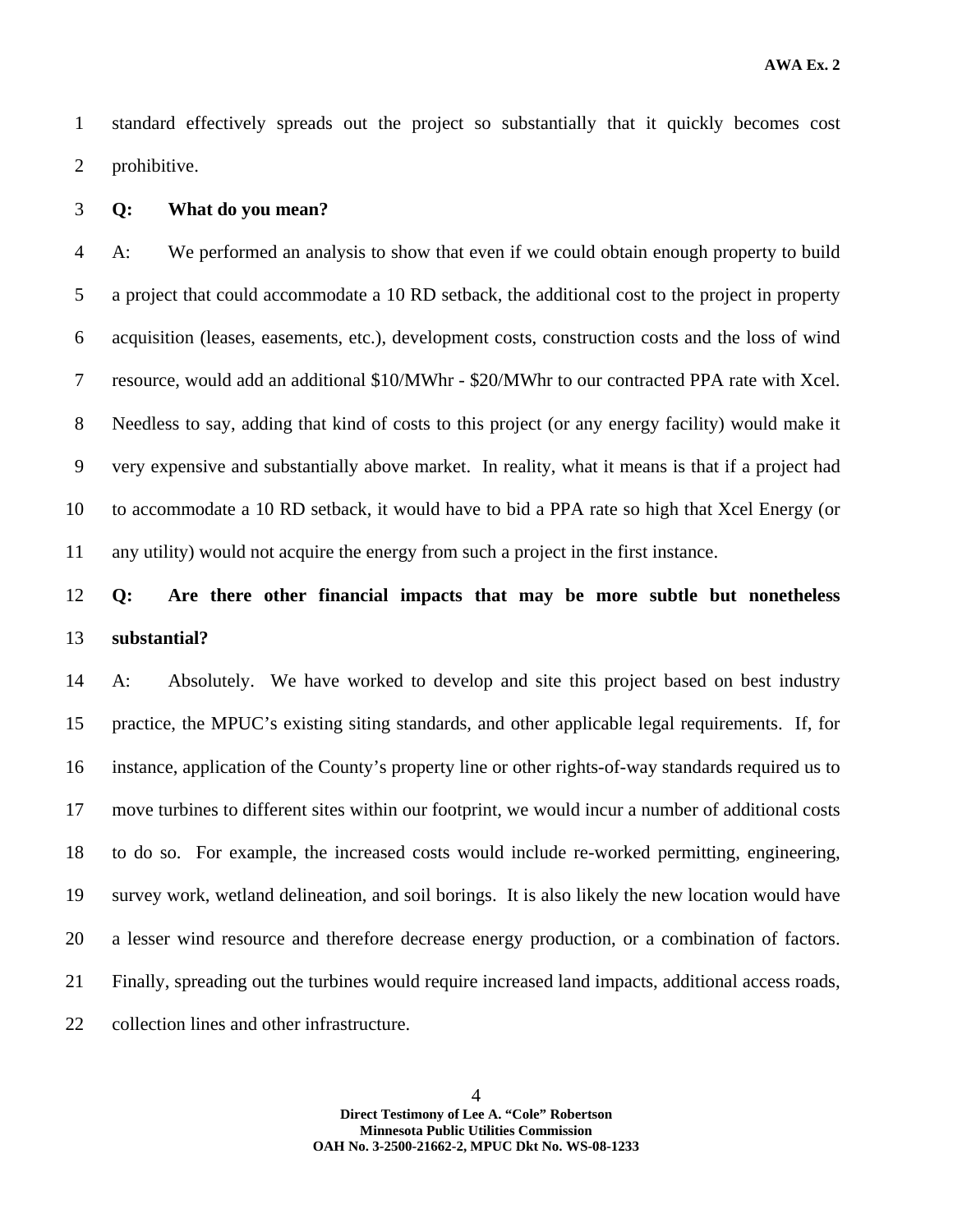standard effectively spreads out the project so substantially that it quickly becomes cost prohibitive.

**Q: What do you mean?**

A: We performed an analysis to show that even if we could obtain enough property to build a project that could accommodate a 10 RD setback, the additional cost to the project in property acquisition (leases, easements, etc.), development costs, construction costs and the loss of wind resource, would add an additional $10/MWhr - $20/MWhr to our contracted PPA rate with Xcel. Needless to say, adding that kind of costs to this project (or any energy facility) would make it very expensive and substantially above market. In reality, what it means is that if a project had to accommodate a 10 RD setback, it would have to bid a PPA rate so high that Xcel Energy (or any utility) would not acquire the energy from such a project in the first instance.

**Q: Are there other financial impacts that may be more subtle but nonetheless substantial?**

A: Absolutely. We have worked to develop and site this project based on best industry practice, the MPUC's existing siting standards, and other applicable legal requirements. If, for instance, application of the County's property line or other rights-of-way standards required us to move turbines to different sites within our footprint, we would incur a number of additional costs to do so. For example, the increased costs would include re-worked permitting, engineering, survey work, wetland delineation, and soil borings. It is also likely the new location would have a lesser wind resource and therefore decrease energy production, or a combination of factors. Finally, spreading out the turbines would require increased land impacts, additional access roads, collection lines and other infrastructure.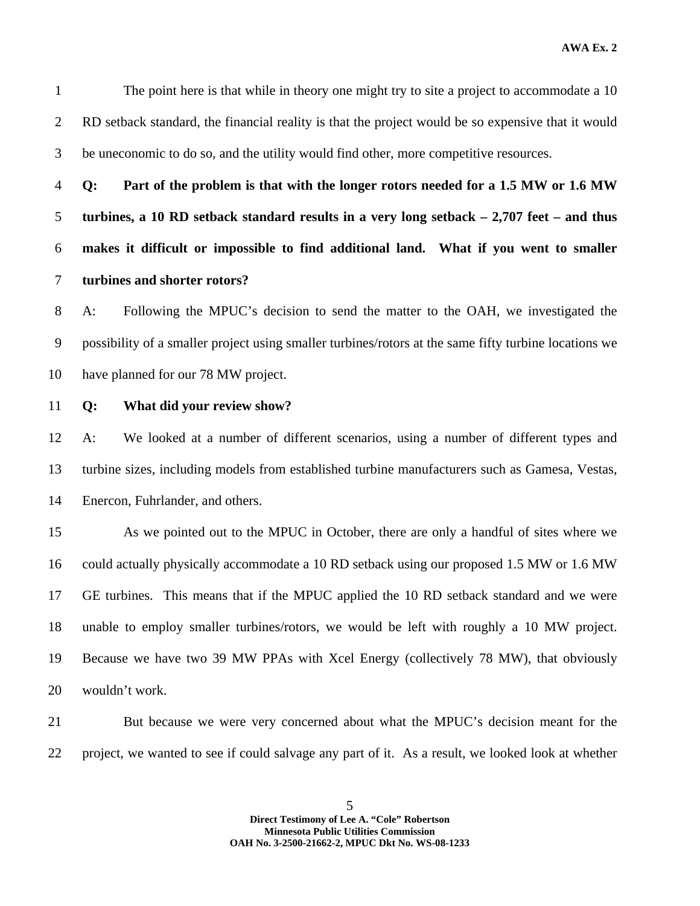The point here is that while in theory one might try to site a project to accommodate a 10 RD setback standard, the financial reality is that the project would be so expensive that it would be uneconomic to do so, and the utility would find other, more competitive resources.

**Q: Part of the problem is that with the longer rotors needed for a 1.5 MW or 1.6 MW turbines, a 10 RD setback standard results in a very long setback – 2,707 feet – and thus makes it difficult or impossible to find additional land. What if you went to smaller turbines and shorter rotors?**

A: Following the MPUC's decision to send the matter to the OAH, we investigated the possibility of a smaller project using smaller turbines/rotors at the same fifty turbine locations we have planned for our 78 MW project.

**Q: What did your review show?**

A: We looked at a number of different scenarios, using a number of different types and turbine sizes, including models from established turbine manufacturers such as Gamesa, Vestas, Enercon, Fuhrlander, and others.

As we pointed out to the MPUC in October, there are only a handful of sites where we could actually physically accommodate a 10 RD setback using our proposed 1.5 MW or 1.6 MW GE turbines. This means that if the MPUC applied the 10 RD setback standard and we were unable to employ smaller turbines/rotors, we would be left with roughly a 10 MW project. Because we have two 39 MW PPAs with Xcel Energy (collectively 78 MW), that obviously wouldn't work.

But because we were very concerned about what the MPUC's decision meant for the project, we wanted to see if could salvage any part of it. As a result, we looked look at whether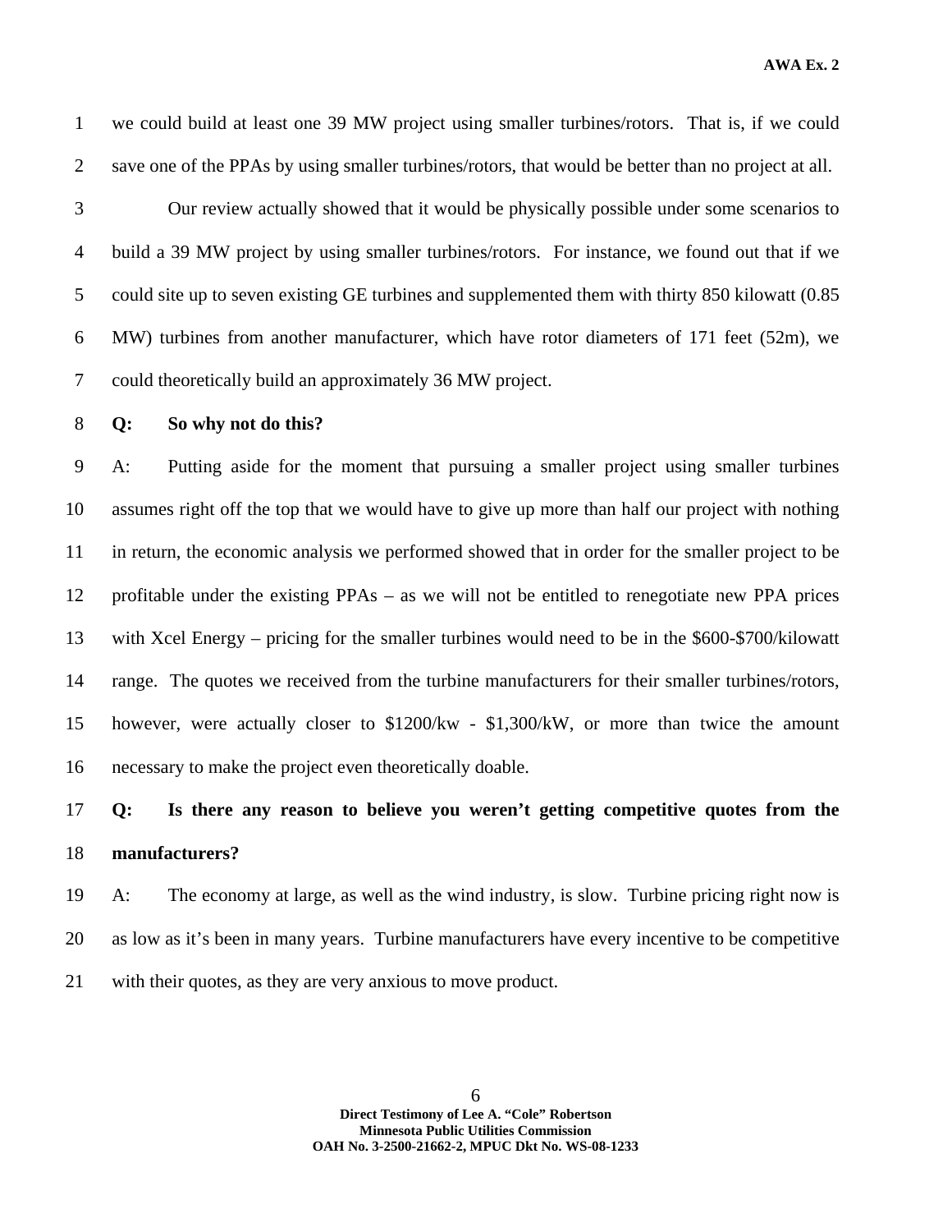we could build at least one 39 MW project using smaller turbines/rotors. That is, if we could save one of the PPAs by using smaller turbines/rotors, that would be better than no project at all.

Our review actually showed that it would be physically possible under some scenarios to build a 39 MW project by using smaller turbines/rotors. For instance, we found out that if we could site up to seven existing GE turbines and supplemented them with thirty 850 kilowatt (0.85 MW) turbines from another manufacturer, which have rotor diameters of 171 feet (52m), we could theoretically build an approximately 36 MW project.

**Q: So why not do this?**

A: Putting aside for the moment that pursuing a smaller project using smaller turbines assumes right off the top that we would have to give up more than half our project with nothing in return, the economic analysis we performed showed that in order for the smaller project to be profitable under the existing PPAs – as we will not be entitled to renegotiate new PPA prices with Xcel Energy – pricing for the smaller turbines would need to be in the $600-$700/kilowatt range. The quotes we received from the turbine manufacturers for their smaller turbines/rotors, however, were actually closer to $1200/kw - $1,300/kW, or more than twice the amount necessary to make the project even theoretically doable.

**Q: Is there any reason to believe you weren't getting competitive quotes from the manufacturers?**

A: The economy at large, as well as the wind industry, is slow. Turbine pricing right now is as low as it's been in many years. Turbine manufacturers have every incentive to be competitive with their quotes, as they are very anxious to move product.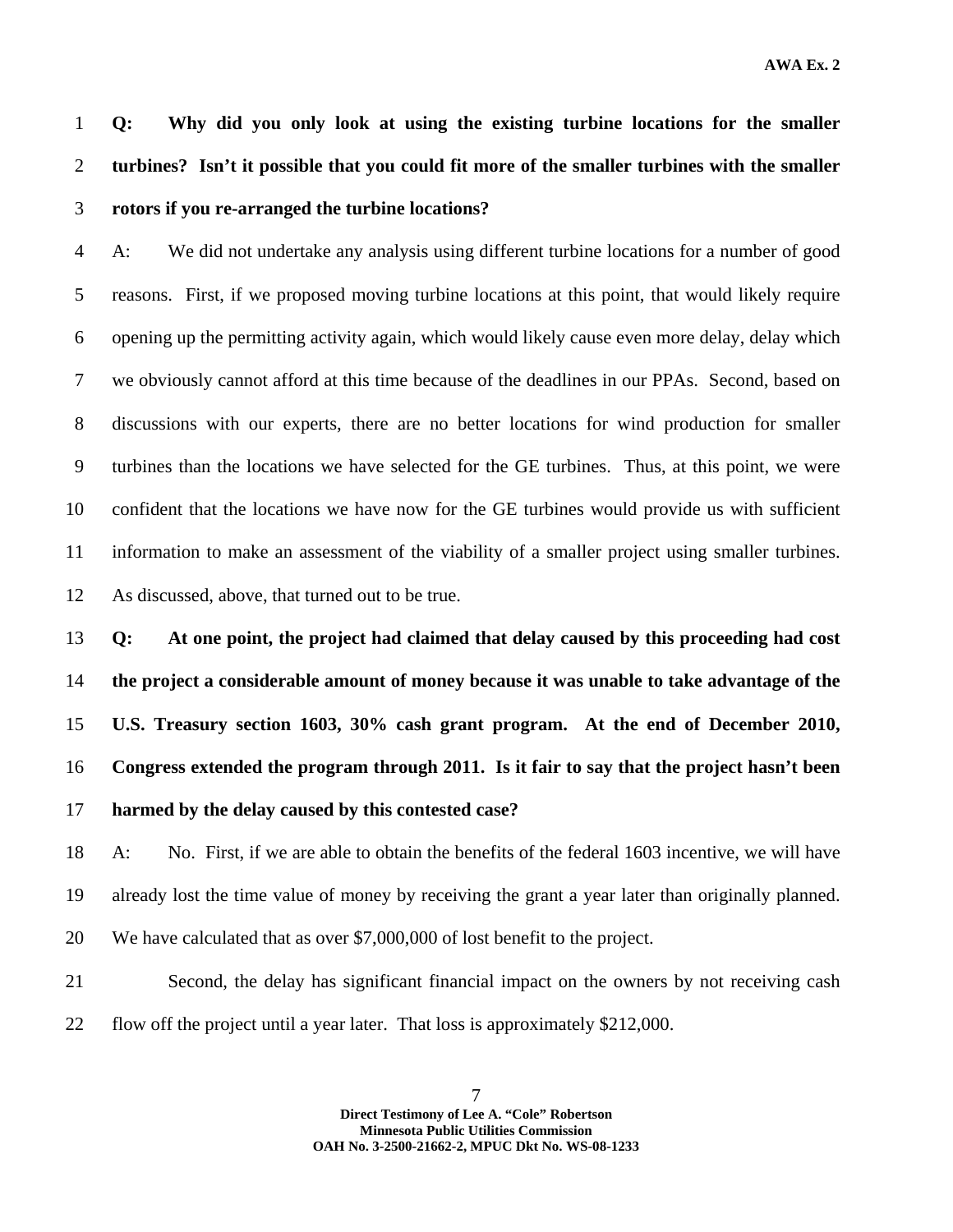**Q: Why did you only look at using the existing turbine locations for the smaller turbines? Isn't it possible that you could fit more of the smaller turbines with the smaller rotors if you re-arranged the turbine locations?**

A: We did not undertake any analysis using different turbine locations for a number of good reasons. First, if we proposed moving turbine locations at this point, that would likely require opening up the permitting activity again, which would likely cause even more delay, delay which we obviously cannot afford at this time because of the deadlines in our PPAs. Second, based on discussions with our experts, there are no better locations for wind production for smaller turbines than the locations we have selected for the GE turbines. Thus, at this point, we were confident that the locations we have now for the GE turbines would provide us with sufficient information to make an assessment of the viability of a smaller project using smaller turbines. As discussed, above, that turned out to be true.

**Q: At one point, the project had claimed that delay caused by this proceeding had cost the project a considerable amount of money because it was unable to take advantage of the U.S. Treasury section 1603, 30% cash grant program. At the end of December 2010, Congress extended the program through 2011. Is it fair to say that the project hasn't been harmed by the delay caused by this contested case?**

A: No. First, if we are able to obtain the benefits of the federal 1603 incentive, we will have already lost the time value of money by receiving the grant a year later than originally planned. We have calculated that as over $7,000,000 of lost benefit to the project.

Second, the delay has significant financial impact on the owners by not receiving cash flow off the project until a year later. That loss is approximately $212,000.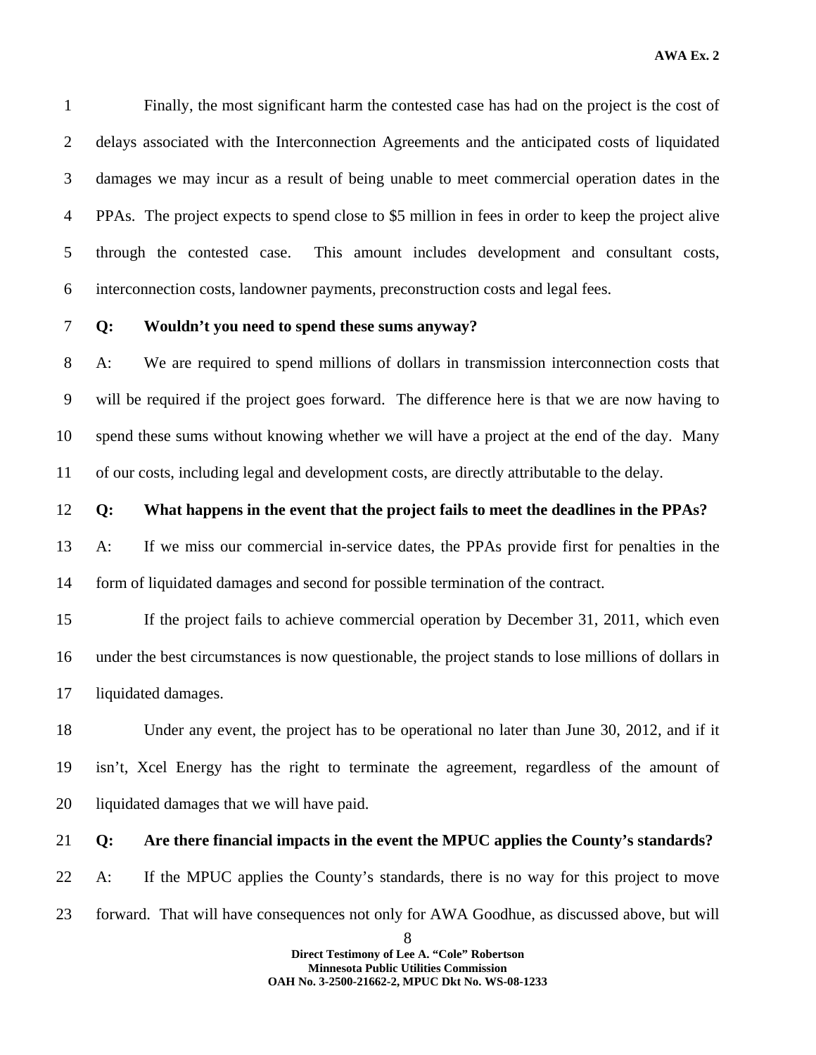Finally, the most significant harm the contested case has had on the project is the cost of delays associated with the Interconnection Agreements and the anticipated costs of liquidated damages we may incur as a result of being unable to meet commercial operation dates in the PPAs. The project expects to spend close to $5 million in fees in order to keep the project alive through the contested case. This amount includes development and consultant costs, interconnection costs, landowner payments, preconstruction costs and legal fees.

**Q: Wouldn't you need to spend these sums anyway?**

A: We are required to spend millions of dollars in transmission interconnection costs that will be required if the project goes forward. The difference here is that we are now having to spend these sums without knowing whether we will have a project at the end of the day. Many of our costs, including legal and development costs, are directly attributable to the delay.

**Q: What happens in the event that the project fails to meet the deadlines in the PPAs?**

A: If we miss our commercial in-service dates, the PPAs provide first for penalties in the form of liquidated damages and second for possible termination of the contract.

If the project fails to achieve commercial operation by December 31, 2011, which even under the best circumstances is now questionable, the project stands to lose millions of dollars in liquidated damages.

Under any event, the project has to be operational no later than June 30, 2012, and if it isn't, Xcel Energy has the right to terminate the agreement, regardless of the amount of liquidated damages that we will have paid.

**Q: Are there financial impacts in the event the MPUC applies the County's standards?**

A: If the MPUC applies the County's standards, there is no way for this project to move forward. That will have consequences not only for AWA Goodhue, as discussed above, but will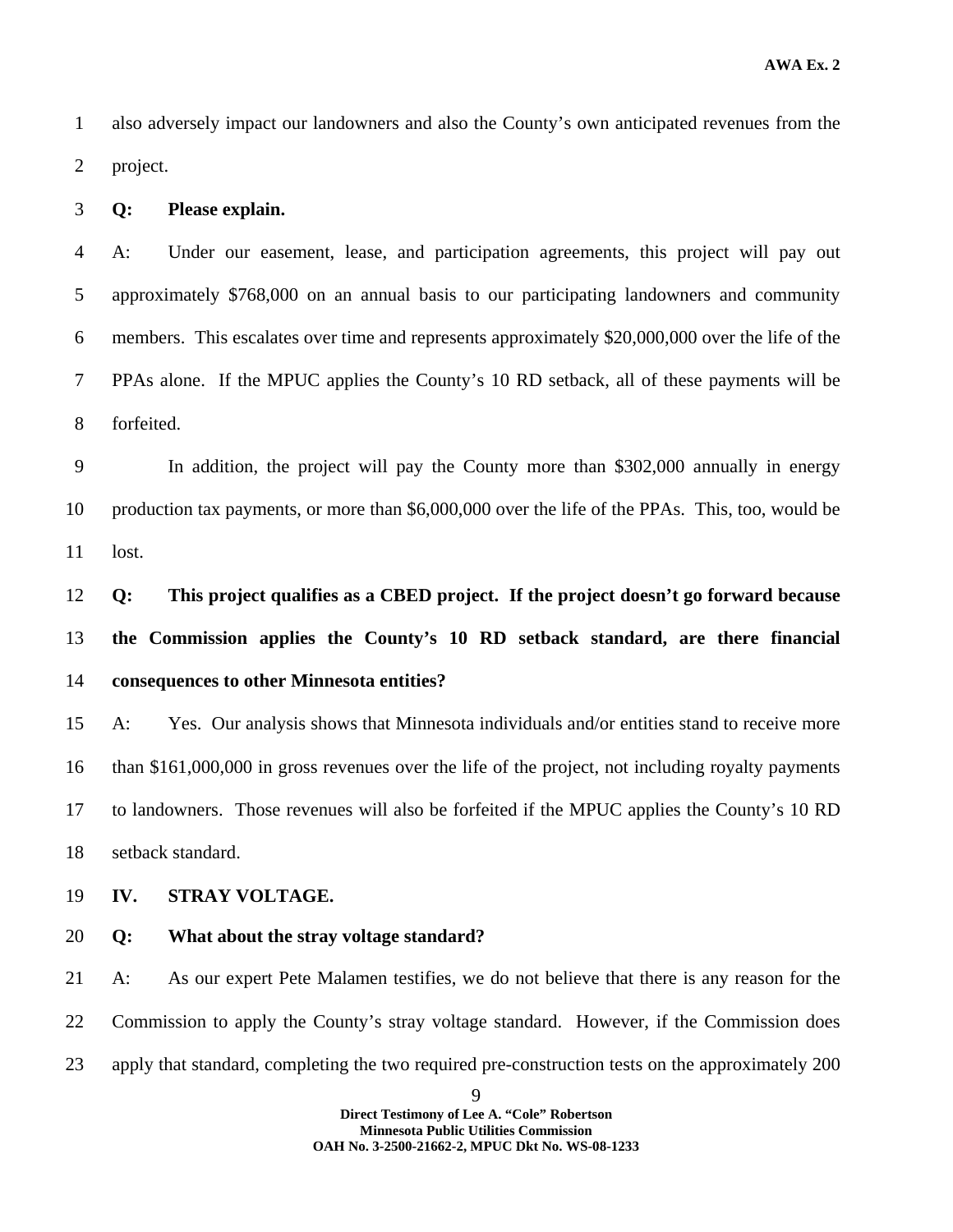also adversely impact our landowners and also the County's own anticipated revenues from the project.

**Q: Please explain.**

A: Under our easement, lease, and participation agreements, this project will pay out approximately $768,000 on an annual basis to our participating landowners and community members. This escalates over time and represents approximately $20,000,000 over the life of the PPAs alone. If the MPUC applies the County's 10 RD setback, all of these payments will be forfeited.

In addition, the project will pay the County more than $302,000 annually in energy production tax payments, or more than $6,000,000 over the life of the PPAs. This, too, would be lost.

**Q: This project qualifies as a CBED project. If the project doesn't go forward because the Commission applies the County's 10 RD setback standard, are there financial consequences to other Minnesota entities?**

A: Yes. Our analysis shows that Minnesota individuals and/or entities stand to receive more than $161,000,000 in gross revenues over the life of the project, not including royalty payments to landowners. Those revenues will also be forfeited if the MPUC applies the County's 10 RD setback standard.

## IV. STRAY VOLTAGE.

**Q: What about the stray voltage standard?**

A: As our expert Pete Malamen testifies, we do not believe that there is any reason for the Commission to apply the County's stray voltage standard. However, if the Commission does apply that standard, completing the two required pre-construction tests on the approximately 200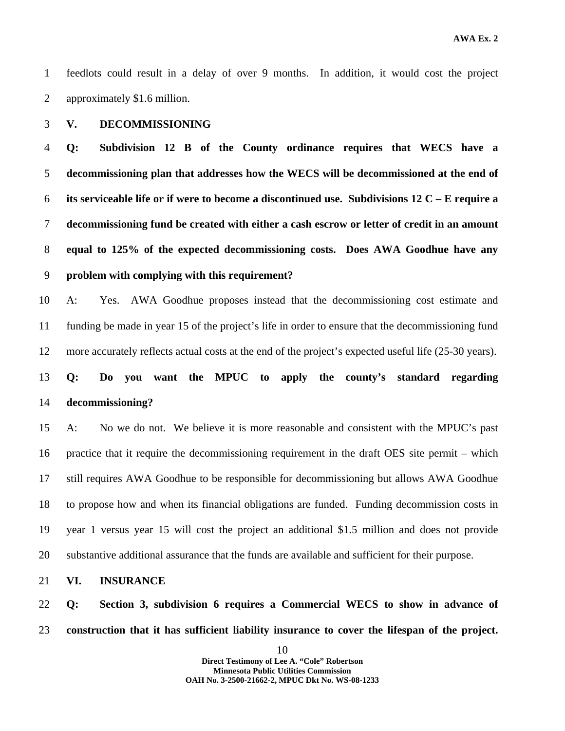feedlots could result in a delay of over 9 months. In addition, it would cost the project approximately $1.6 million.

## V. DECOMMISSIONING

**Q: Subdivision 12 B of the County ordinance requires that WECS have a decommissioning plan that addresses how the WECS will be decommissioned at the end of its serviceable life or if were to become a discontinued use. Subdivisions 12 C – E require a decommissioning fund be created with either a cash escrow or letter of credit in an amount equal to 125% of the expected decommissioning costs. Does AWA Goodhue have any problem with complying with this requirement?**

A: Yes. AWA Goodhue proposes instead that the decommissioning cost estimate and funding be made in year 15 of the project's life in order to ensure that the decommissioning fund more accurately reflects actual costs at the end of the project's expected useful life (25-30 years).

**Q: Do you want the MPUC to apply the county's standard regarding decommissioning?**

A: No we do not. We believe it is more reasonable and consistent with the MPUC's past practice that it require the decommissioning requirement in the draft OES site permit – which still requires AWA Goodhue to be responsible for decommissioning but allows AWA Goodhue to propose how and when its financial obligations are funded. Funding decommission costs in year 1 versus year 15 will cost the project an additional $1.5 million and does not provide substantive additional assurance that the funds are available and sufficient for their purpose.

## VI. INSURANCE

**Q: Section 3, subdivision 6 requires a Commercial WECS to show in advance of construction that it has sufficient liability insurance to cover the lifespan of the project.**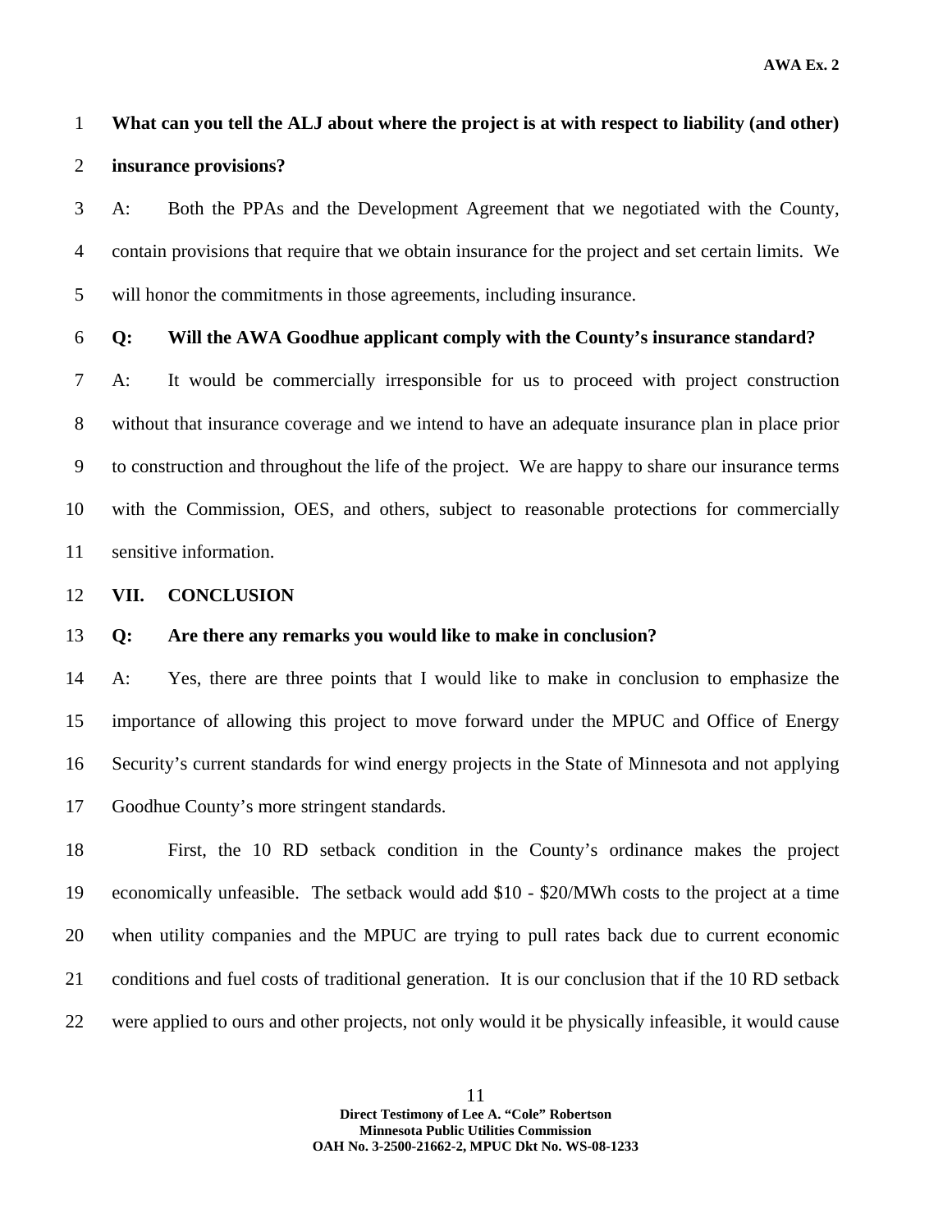**What can you tell the ALJ about where the project is at with respect to liability (and other) insurance provisions?**

A: Both the PPAs and the Development Agreement that we negotiated with the County, contain provisions that require that we obtain insurance for the project and set certain limits. We will honor the commitments in those agreements, including insurance.

**Q: Will the AWA Goodhue applicant comply with the County's insurance standard?**

A: It would be commercially irresponsible for us to proceed with project construction without that insurance coverage and we intend to have an adequate insurance plan in place prior to construction and throughout the life of the project. We are happy to share our insurance terms with the Commission, OES, and others, subject to reasonable protections for commercially sensitive information.

## VII. CONCLUSION

**Q: Are there any remarks you would like to make in conclusion?**

A: Yes, there are three points that I would like to make in conclusion to emphasize the importance of allowing this project to move forward under the MPUC and Office of Energy Security's current standards for wind energy projects in the State of Minnesota and not applying Goodhue County's more stringent standards.

First, the 10 RD setback condition in the County's ordinance makes the project economically unfeasible. The setback would add $10 - $20/MWh costs to the project at a time when utility companies and the MPUC are trying to pull rates back due to current economic conditions and fuel costs of traditional generation. It is our conclusion that if the 10 RD setback were applied to ours and other projects, not only would it be physically infeasible, it would cause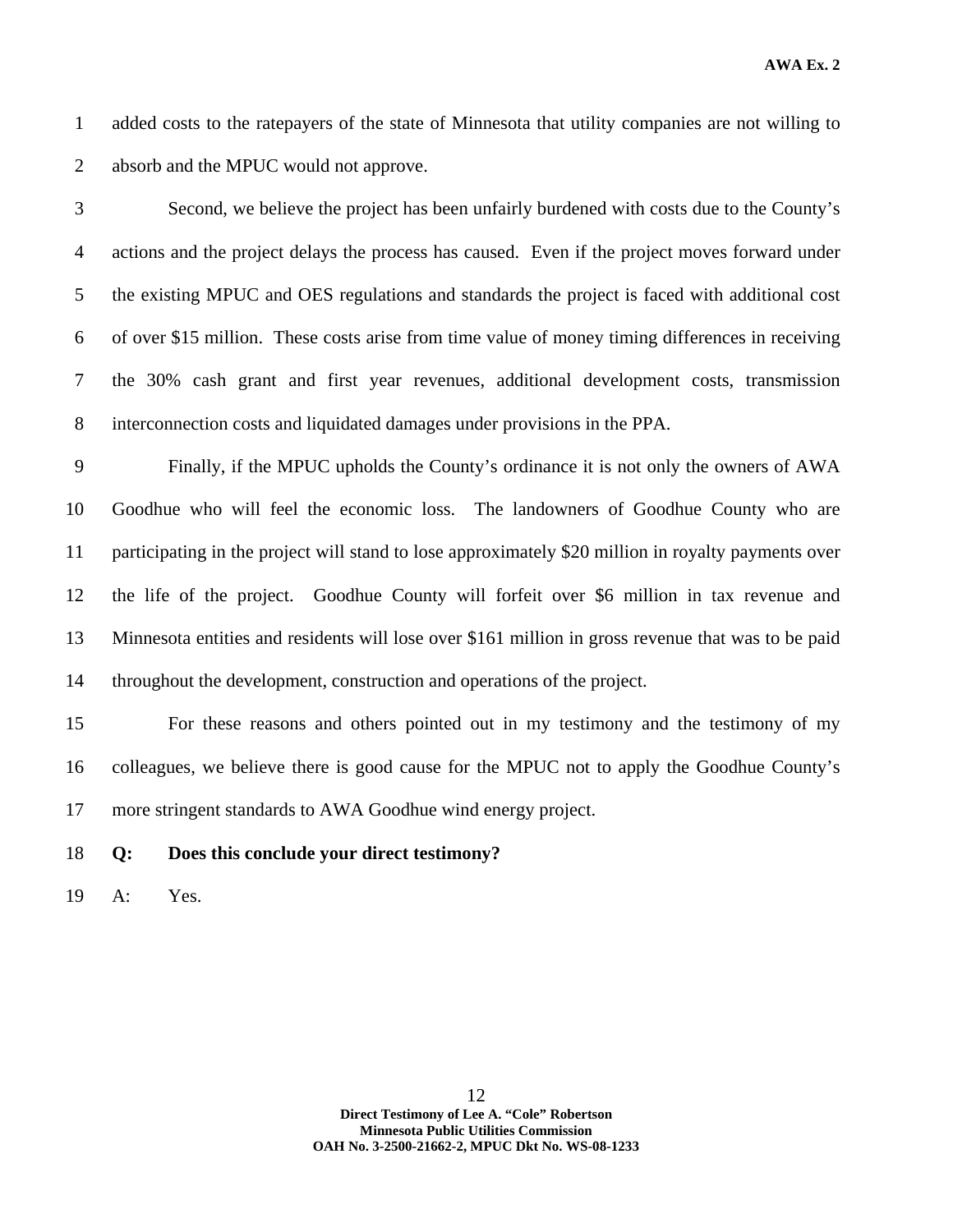added costs to the ratepayers of the state of Minnesota that utility companies are not willing to absorb and the MPUC would not approve.

Second, we believe the project has been unfairly burdened with costs due to the County's actions and the project delays the process has caused. Even if the project moves forward under the existing MPUC and OES regulations and standards the project is faced with additional cost of over $15 million. These costs arise from time value of money timing differences in receiving the 30% cash grant and first year revenues, additional development costs, transmission interconnection costs and liquidated damages under provisions in the PPA.

Finally, if the MPUC upholds the County's ordinance it is not only the owners of AWA Goodhue who will feel the economic loss. The landowners of Goodhue County who are participating in the project will stand to lose approximately $20 million in royalty payments over the life of the project. Goodhue County will forfeit over $6 million in tax revenue and Minnesota entities and residents will lose over $161 million in gross revenue that was to be paid throughout the development, construction and operations of the project.

For these reasons and others pointed out in my testimony and the testimony of my colleagues, we believe there is good cause for the MPUC not to apply the Goodhue County's more stringent standards to AWA Goodhue wind energy project.

**Q: Does this conclude your direct testimony?**

A: Yes.